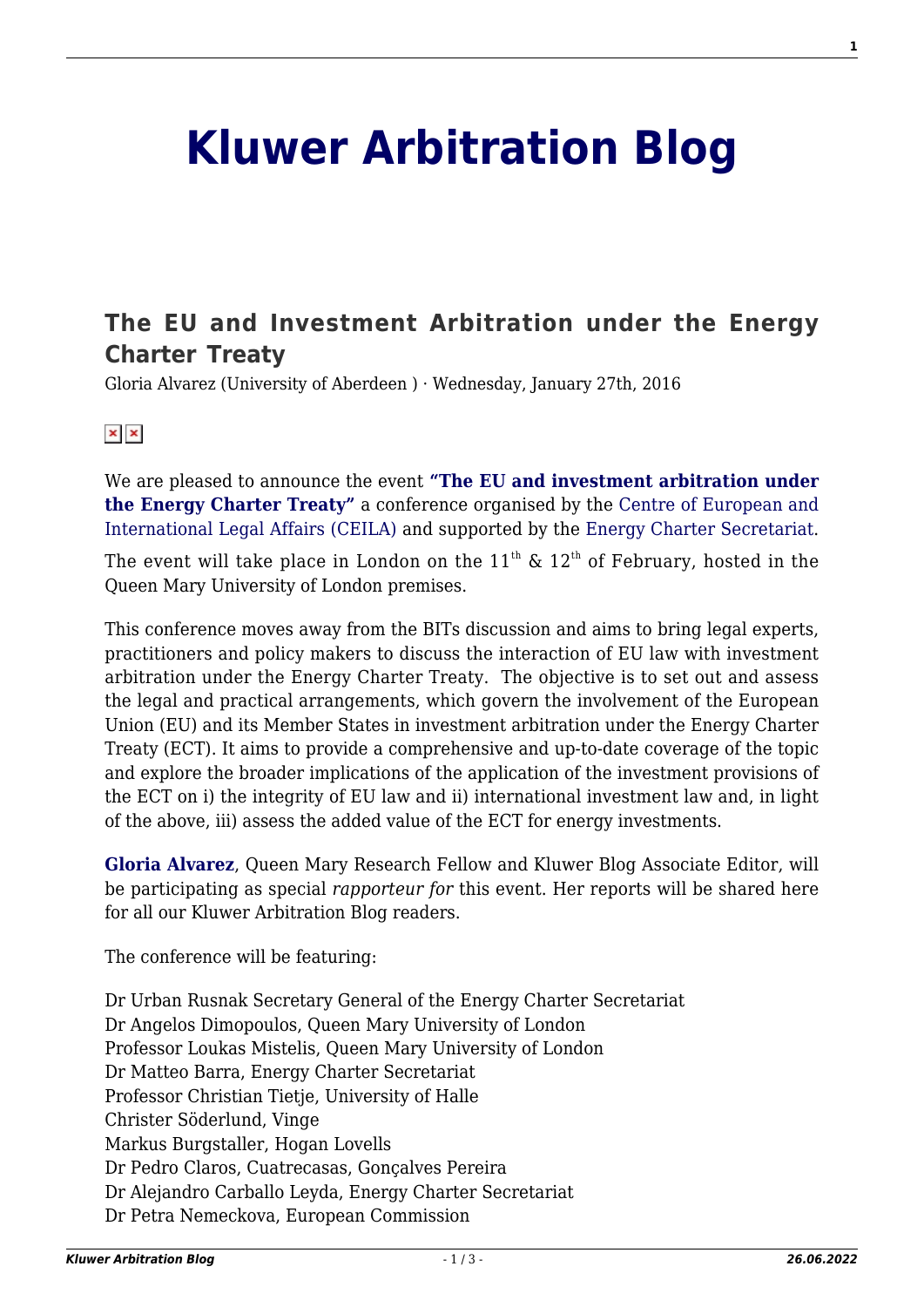# Kluwer Arbitration Blog

## The EU and Investment Arbitration under the Energy Charter Treaty

Gloria Alvarez (University of Aberdeen ) · Wednesday, January 27th, 2016

We are pleased to announce the event **"The EU and investment arbitration under the Energy Charter Treaty"** a conference organised by the Centre of European and International Legal Affairs (CEILA) and supported by the Energy Charter Secretariat.

The event will take place in London on the 11th & 12th of February, hosted in the Queen Mary University of London premises.

This conference moves away from the BITs discussion and aims to bring legal experts, practitioners and policy makers to discuss the interaction of EU law with investment arbitration under the Energy Charter Treaty. The objective is to set out and assess the legal and practical arrangements, which govern the involvement of the European Union (EU) and its Member States in investment arbitration under the Energy Charter Treaty (ECT). It aims to provide a comprehensive and up-to-date coverage of the topic and explore the broader implications of the application of the investment provisions of the ECT on i) the integrity of EU law and ii) international investment law and, in light of the above, iii) assess the added value of the ECT for energy investments.

**Gloria Alvarez**, Queen Mary Research Fellow and Kluwer Blog Associate Editor, will be participating as special *rapporteur for* this event. Her reports will be shared here for all our Kluwer Arbitration Blog readers.

The conference will be featuring:

Dr Urban Rusnak Secretary General of the Energy Charter Secretariat
Dr Angelos Dimopoulos, Queen Mary University of London
Professor Loukas Mistelis, Queen Mary University of London
Dr Matteo Barra, Energy Charter Secretariat
Professor Christian Tietje, University of Halle
Christer Söderlund, Vinge
Markus Burgstaller, Hogan Lovells
Dr Pedro Claros, Cuatrecasas, Gonçalves Pereira
Dr Alejandro Carballo Leyda, Energy Charter Secretariat
Dr Petra Nemeckova, European Commission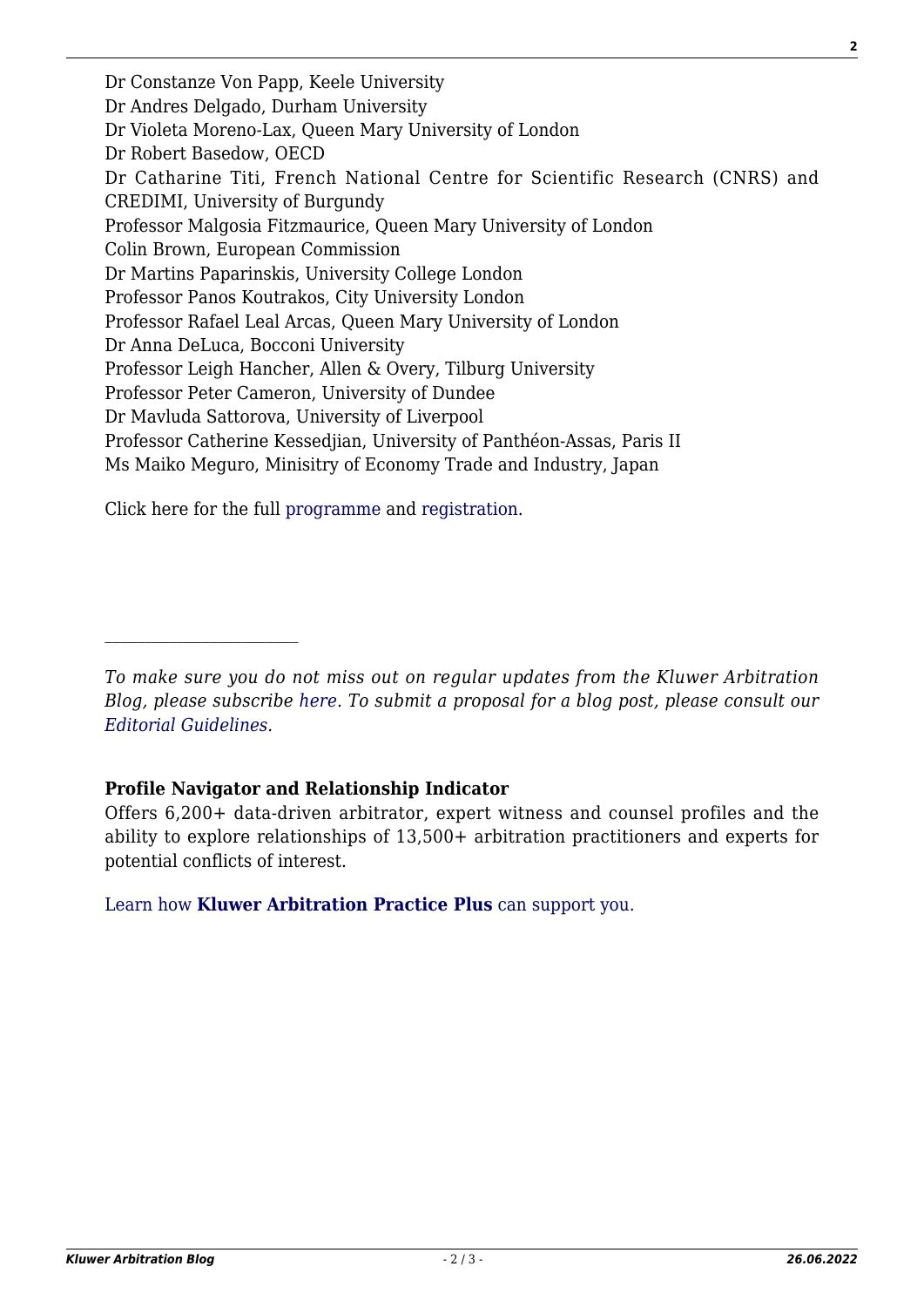Dr Constanze Von Papp, Keele University
Dr Andres Delgado, Durham University
Dr Violeta Moreno-Lax, Queen Mary University of London
Dr Robert Basedow, OECD
Dr Catharine Titi, French National Centre for Scientific Research (CNRS) and CREDIMI, University of Burgundy
Professor Malgosia Fitzmaurice, Queen Mary University of London
Colin Brown, European Commission
Dr Martins Paparinskis, University College London
Professor Panos Koutrakos, City University London
Professor Rafael Leal Arcas, Queen Mary University of London
Dr Anna DeLuca, Bocconi University
Professor Leigh Hancher, Allen & Overy, Tilburg University
Professor Peter Cameron, University of Dundee
Dr Mavluda Sattorova, University of Liverpool
Professor Catherine Kessedjian, University of Panthéon-Assas, Paris II
Ms Maiko Meguro, Minisitry of Economy Trade and Industry, Japan

Click here for the full programme and registration.

---

*To make sure you do not miss out on regular updates from the Kluwer Arbitration Blog, please subscribe here. To submit a proposal for a blog post, please consult our Editorial Guidelines.*

**Profile Navigator and Relationship Indicator**

Offers 6,200+ data-driven arbitrator, expert witness and counsel profiles and the ability to explore relationships of 13,500+ arbitration practitioners and experts for potential conflicts of interest.

Learn how **Kluwer Arbitration Practice Plus** can support you.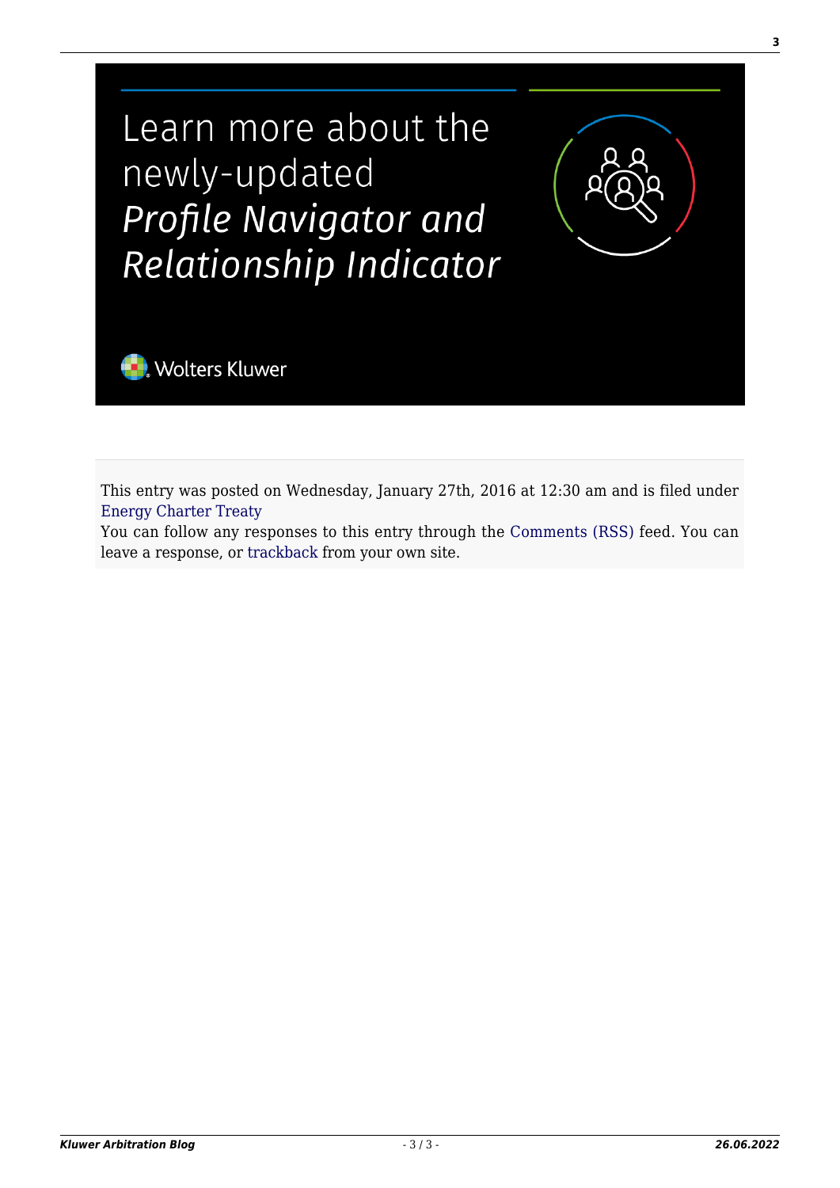Learn more about the newly-updated *Profile Navigator and Relationship Indicator*

Wolters Kluwer

This entry was posted on Wednesday, January 27th, 2016 at 12:30 am and is filed under Energy Charter Treaty
You can follow any responses to this entry through the Comments (RSS) feed. You can leave a response, or trackback from your own site.